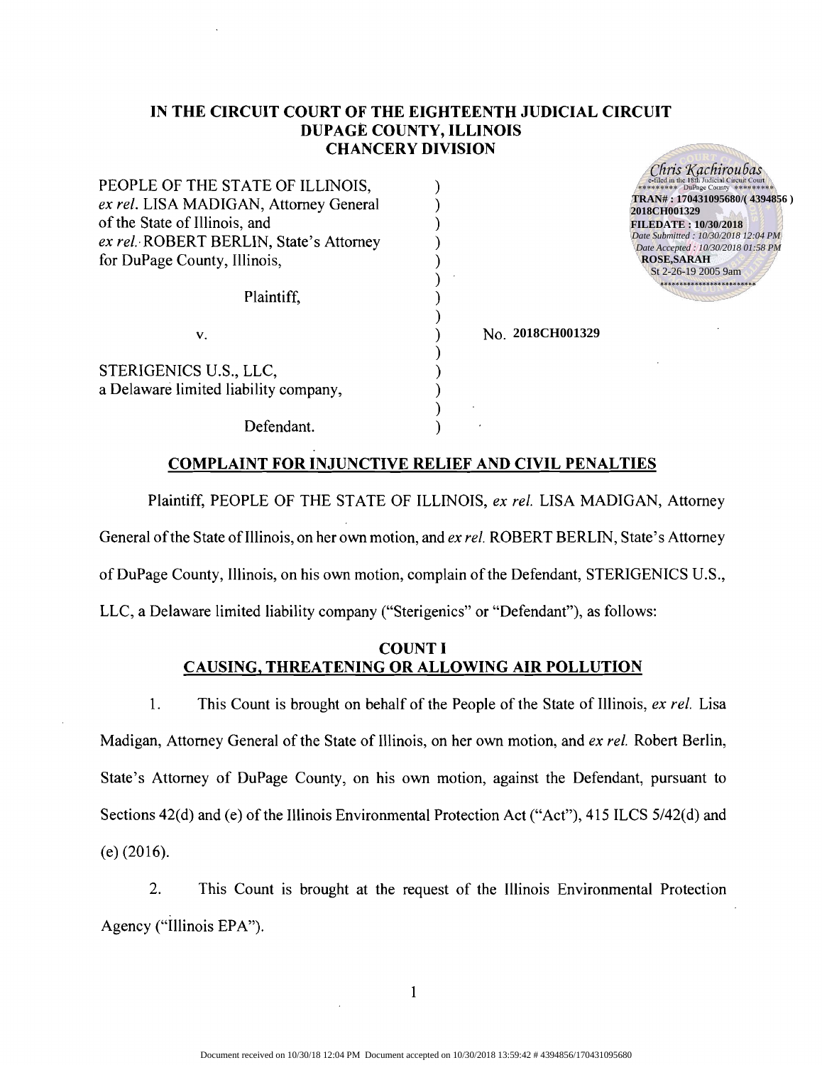# IN THE CIRCUIT COURT OF THE EIGHTEENTH JUDICIAL CIRCUIT
# DUPAGE COUNTY, ILLINOIS
# CHANCERY DIVISION

Chris Kachiroubas
e-filed in the 18th Judicial Circuit Court
DuPage County
TRAN# : 170431095680/( 4394856 )
2018CH001329
FILEDATE : 10/30/2018
Date Submitted : 10/30/2018 12:04 PM
Date Accepted : 10/30/2018 01:58 PM
ROSE,SARAH
St 2-26-19 2005 9am

PEOPLE OF THE STATE OF ILLINOIS, *ex rel.* LISA MADIGAN, Attorney General of the State of Illinois, and *ex rel.* ROBERT BERLIN, State's Attorney for DuPage County, Illinois,

Plaintiff,

v.

STERIGENICS U.S., LLC, a Delaware limited liability company,

Defendant.

No. **2018CH001329**

## COMPLAINT FOR INJUNCTIVE RELIEF AND CIVIL PENALTIES

Plaintiff, PEOPLE OF THE STATE OF ILLINOIS, *ex rel.* LISA MADIGAN, Attorney General of the State of Illinois, on her own motion, and *ex rel.* ROBERT BERLIN, State's Attorney of DuPage County, Illinois, on his own motion, complain of the Defendant, STERIGENICS U.S., LLC, a Delaware limited liability company ("Sterigenics" or "Defendant"), as follows:

## COUNT I
## CAUSING, THREATENING OR ALLOWING AIR POLLUTION

1. This Count is brought on behalf of the People of the State of Illinois, *ex rel.* Lisa Madigan, Attorney General of the State of Illinois, on her own motion, and *ex rel.* Robert Berlin, State's Attorney of DuPage County, on his own motion, against the Defendant, pursuant to Sections 42(d) and (e) of the Illinois Environmental Protection Act ("Act"), 415 ILCS 5/42(d) and (e) (2016).

2. This Count is brought at the request of the Illinois Environmental Protection Agency ("Illinois EPA").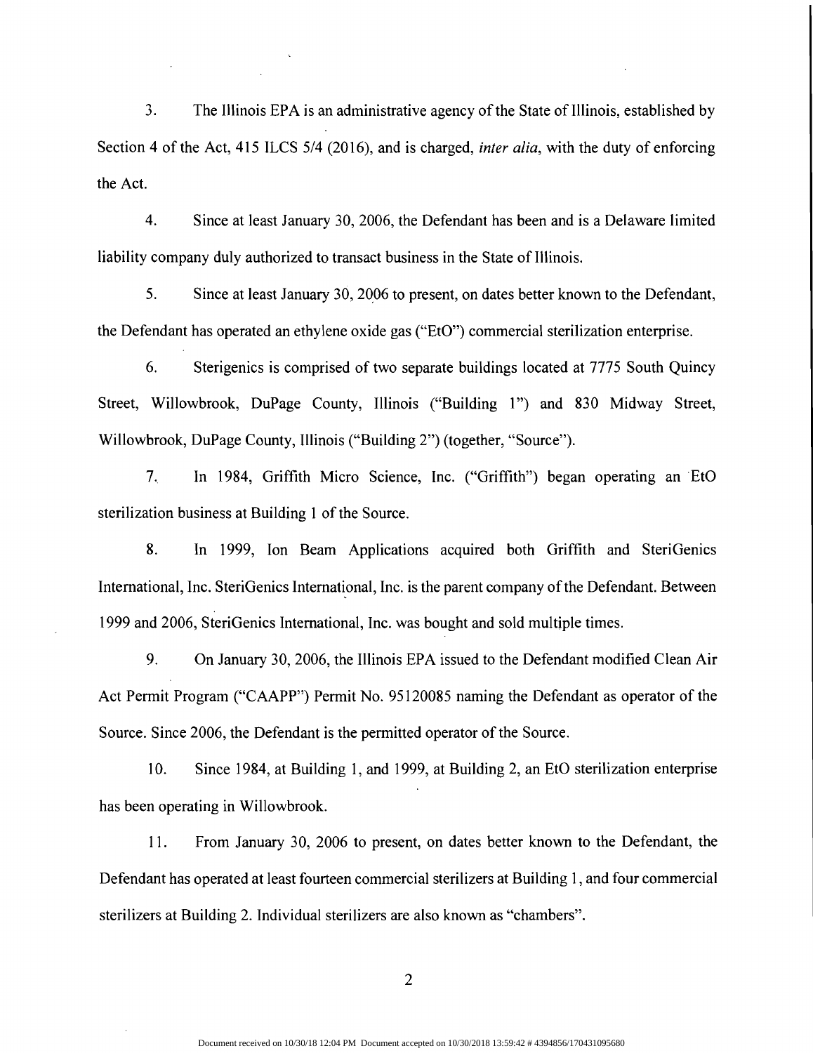3. The Illinois EPA is an administrative agency of the State of Illinois, established by Section 4 of the Act, 415 ILCS 5/4 (2016), and is charged, *inter alia*, with the duty of enforcing the Act.

4. Since at least January 30, 2006, the Defendant has been and is a Delaware limited liability company duly authorized to transact business in the State of Illinois.

5. Since at least January 30, 2006 to present, on dates better known to the Defendant, the Defendant has operated an ethylene oxide gas ("EtO") commercial sterilization enterprise.

6. Sterigenics is comprised of two separate buildings located at 7775 South Quincy Street, Willowbrook, DuPage County, Illinois ("Building 1") and 830 Midway Street, Willowbrook, DuPage County, Illinois ("Building 2") (together, "Source").

7. In 1984, Griffith Micro Science, Inc. ("Griffith") began operating an EtO sterilization business at Building 1 of the Source.

8. In 1999, Ion Beam Applications acquired both Griffith and SteriGenics International, Inc. SteriGenics International, Inc. is the parent company of the Defendant. Between 1999 and 2006, SteriGenics International, Inc. was bought and sold multiple times.

9. On January 30, 2006, the Illinois EPA issued to the Defendant modified Clean Air Act Permit Program ("CAAPP") Permit No. 95120085 naming the Defendant as operator of the Source. Since 2006, the Defendant is the permitted operator of the Source.

10. Since 1984, at Building 1, and 1999, at Building 2, an EtO sterilization enterprise has been operating in Willowbrook.

11. From January 30, 2006 to present, on dates better known to the Defendant, the Defendant has operated at least fourteen commercial sterilizers at Building 1, and four commercial sterilizers at Building 2. Individual sterilizers are also known as "chambers".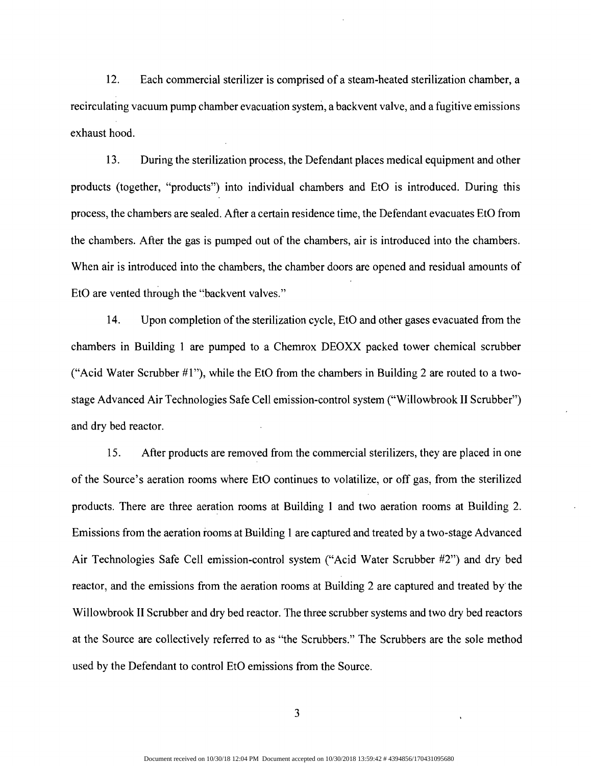12. Each commercial sterilizer is comprised of a steam-heated sterilization chamber, a recirculating vacuum pump chamber evacuation system, a backvent valve, and a fugitive emissions exhaust hood.

13. During the sterilization process, the Defendant places medical equipment and other products (together, "products") into individual chambers and EtO is introduced. During this process, the chambers are sealed. After a certain residence time, the Defendant evacuates EtO from the chambers. After the gas is pumped out of the chambers, air is introduced into the chambers. When air is introduced into the chambers, the chamber doors are opened and residual amounts of EtO are vented through the "backvent valves."

14. Upon completion of the sterilization cycle, EtO and other gases evacuated from the chambers in Building 1 are pumped to a Chemrox DEOXX packed tower chemical scrubber ("Acid Water Scrubber #1"), while the EtO from the chambers in Building 2 are routed to a two-stage Advanced Air Technologies Safe Cell emission-control system ("Willowbrook II Scrubber") and dry bed reactor.

15. After products are removed from the commercial sterilizers, they are placed in one of the Source's aeration rooms where EtO continues to volatilize, or off gas, from the sterilized products. There are three aeration rooms at Building 1 and two aeration rooms at Building 2. Emissions from the aeration rooms at Building 1 are captured and treated by a two-stage Advanced Air Technologies Safe Cell emission-control system ("Acid Water Scrubber #2") and dry bed reactor, and the emissions from the aeration rooms at Building 2 are captured and treated by the Willowbrook II Scrubber and dry bed reactor. The three scrubber systems and two dry bed reactors at the Source are collectively referred to as "the Scrubbers." The Scrubbers are the sole method used by the Defendant to control EtO emissions from the Source.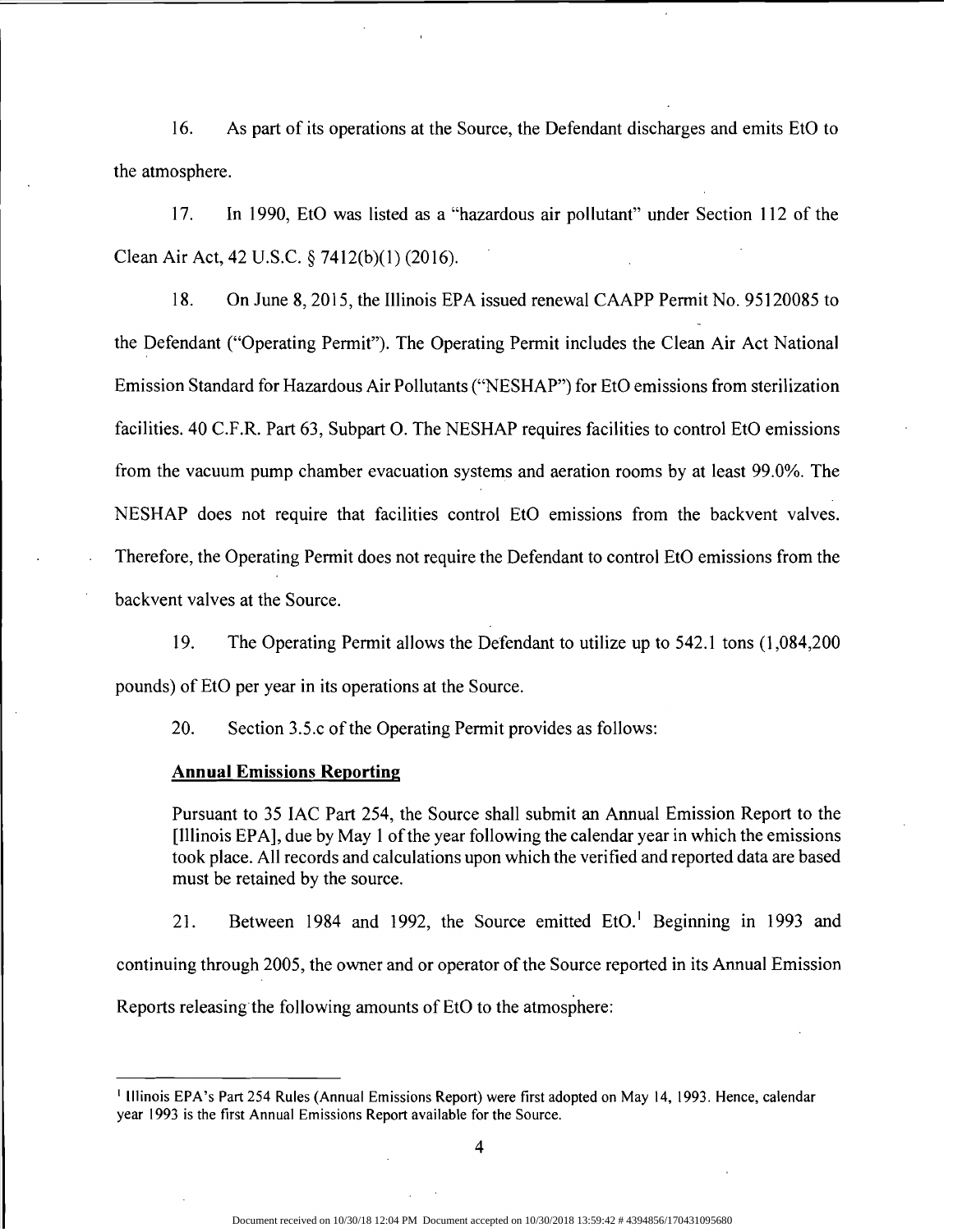16. As part of its operations at the Source, the Defendant discharges and emits EtO to the atmosphere.

17. In 1990, EtO was listed as a "hazardous air pollutant" under Section 112 of the Clean Air Act, 42 U.S.C. § 7412(b)(1) (2016).

18. On June 8, 2015, the Illinois EPA issued renewal CAAPP Permit No. 95120085 to the Defendant ("Operating Permit"). The Operating Permit includes the Clean Air Act National Emission Standard for Hazardous Air Pollutants ("NESHAP") for EtO emissions from sterilization facilities. 40 C.F.R. Part 63, Subpart O. The NESHAP requires facilities to control EtO emissions from the vacuum pump chamber evacuation systems and aeration rooms by at least 99.0%. The NESHAP does not require that facilities control EtO emissions from the backvent valves. Therefore, the Operating Permit does not require the Defendant to control EtO emissions from the backvent valves at the Source.

19. The Operating Permit allows the Defendant to utilize up to 542.1 tons (1,084,200 pounds) of EtO per year in its operations at the Source.

20. Section 3.5.c of the Operating Permit provides as follows:

> **Annual Emissions Reporting**
>
> Pursuant to 35 IAC Part 254, the Source shall submit an Annual Emission Report to the [Illinois EPA], due by May 1 of the year following the calendar year in which the emissions took place. All records and calculations upon which the verified and reported data are based must be retained by the source.

21. Between 1984 and 1992, the Source emitted EtO.[1] Beginning in 1993 and continuing through 2005, the owner and or operator of the Source reported in its Annual Emission Reports releasing the following amounts of EtO to the atmosphere:

---

[1] Illinois EPA's Part 254 Rules (Annual Emissions Report) were first adopted on May 14, 1993. Hence, calendar year 1993 is the first Annual Emissions Report available for the Source.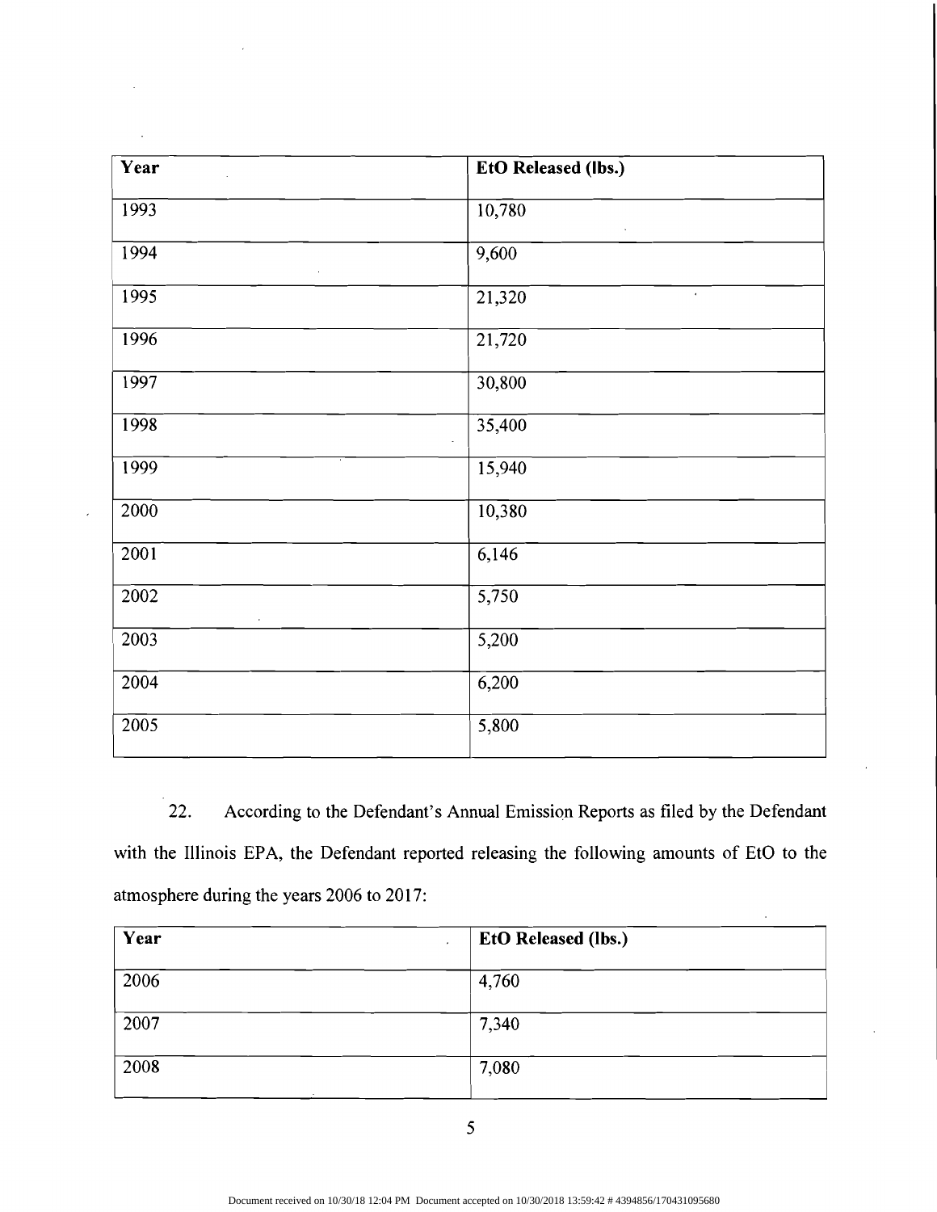| Year | EtO Released (lbs.) |
|---|---|
| 1993 | 10,780 |
| 1994 | 9,600 |
| 1995 | 21,320 |
| 1996 | 21,720 |
| 1997 | 30,800 |
| 1998 | 35,400 |
| 1999 | 15,940 |
| 2000 | 10,380 |
| 2001 | 6,146 |
| 2002 | 5,750 |
| 2003 | 5,200 |
| 2004 | 6,200 |
| 2005 | 5,800 |

22. According to the Defendant's Annual Emission Reports as filed by the Defendant with the Illinois EPA, the Defendant reported releasing the following amounts of EtO to the atmosphere during the years 2006 to 2017:

| Year | EtO Released (lbs.) |
|---|---|
| 2006 | 4,760 |
| 2007 | 7,340 |
| 2008 | 7,080 |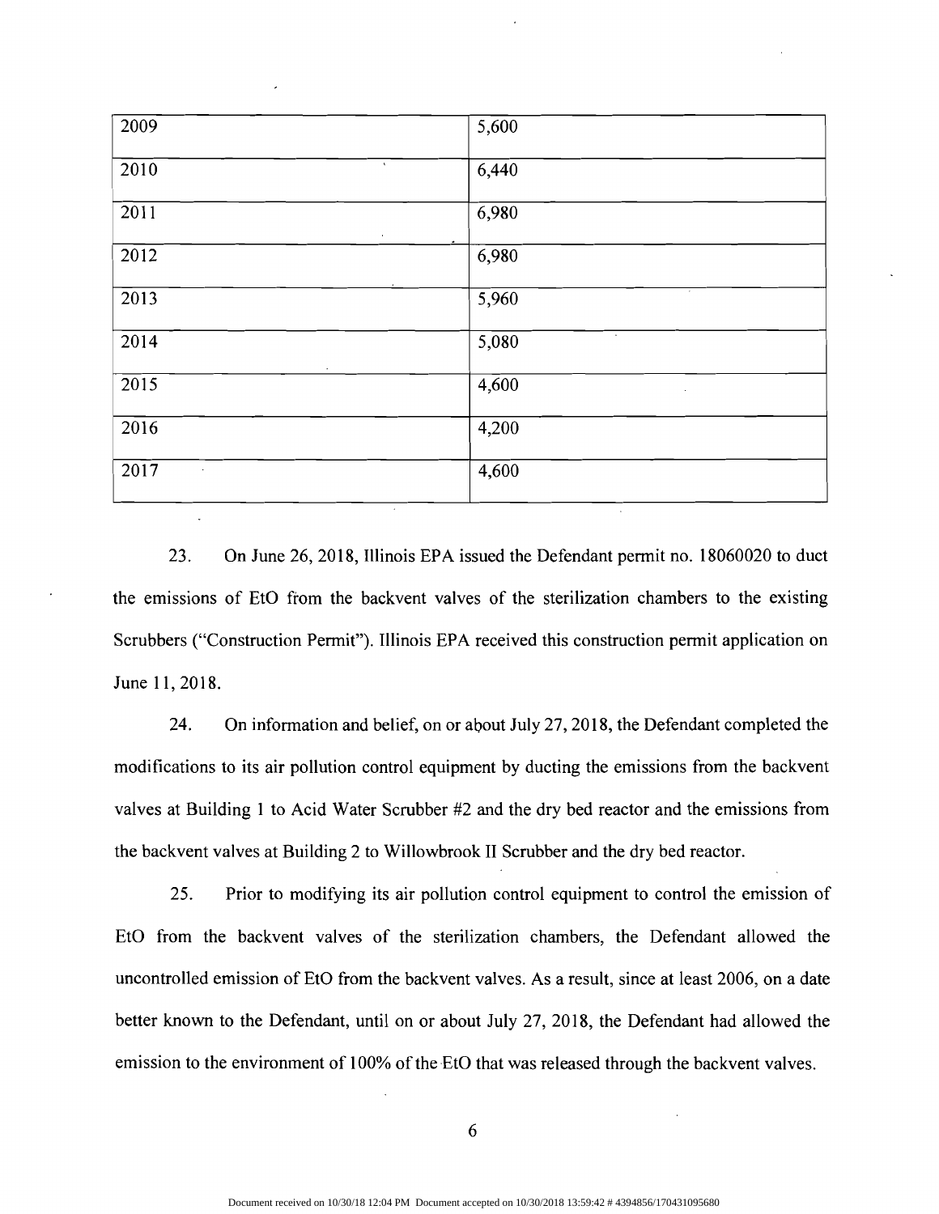| 2009 | 5,600 |
|---|---|
| 2010 | 6,440 |
| 2011 | 6,980 |
| 2012 | 6,980 |
| 2013 | 5,960 |
| 2014 | 5,080 |
| 2015 | 4,600 |
| 2016 | 4,200 |
| 2017 | 4,600 |

23. On June 26, 2018, Illinois EPA issued the Defendant permit no. 18060020 to duct the emissions of EtO from the backvent valves of the sterilization chambers to the existing Scrubbers ("Construction Permit"). Illinois EPA received this construction permit application on June 11, 2018.

24. On information and belief, on or about July 27, 2018, the Defendant completed the modifications to its air pollution control equipment by ducting the emissions from the backvent valves at Building 1 to Acid Water Scrubber #2 and the dry bed reactor and the emissions from the backvent valves at Building 2 to Willowbrook II Scrubber and the dry bed reactor.

25. Prior to modifying its air pollution control equipment to control the emission of EtO from the backvent valves of the sterilization chambers, the Defendant allowed the uncontrolled emission of EtO from the backvent valves. As a result, since at least 2006, on a date better known to the Defendant, until on or about July 27, 2018, the Defendant had allowed the emission to the environment of 100% of the EtO that was released through the backvent valves.

Document received on 10/30/18 12:04 PM Document accepted on 10/30/2018 13:59:42 # 4394856/170431095680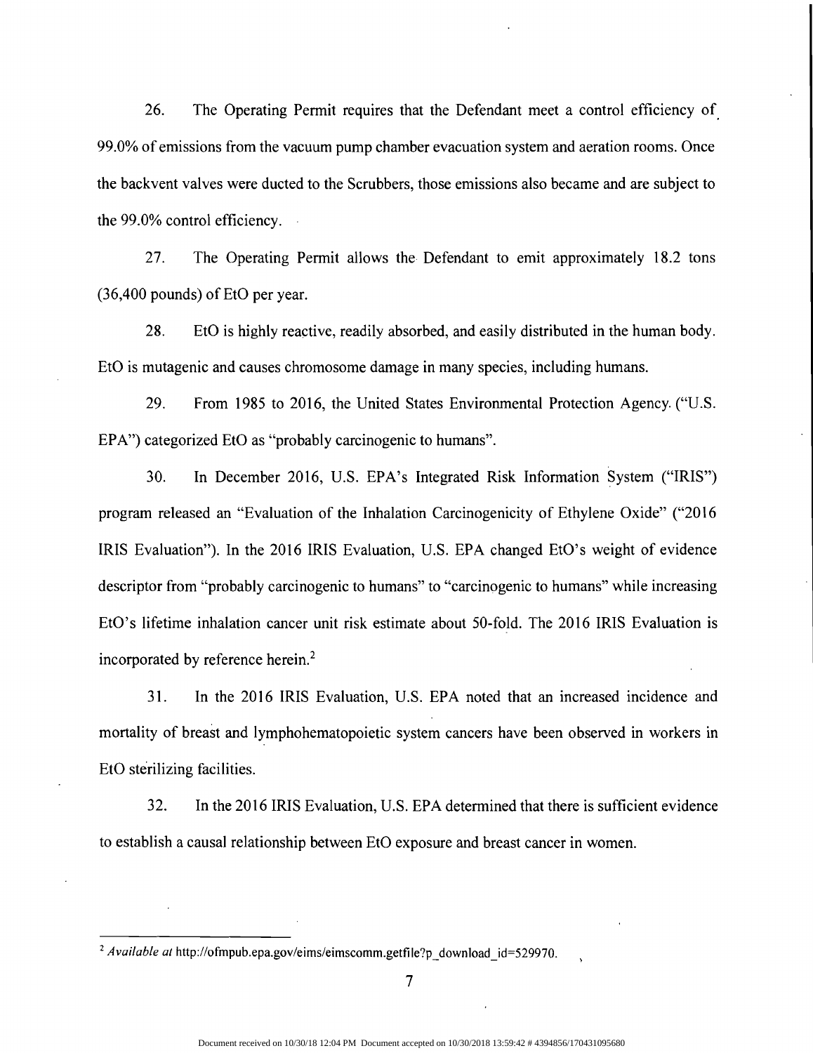26. The Operating Permit requires that the Defendant meet a control efficiency of 99.0% of emissions from the vacuum pump chamber evacuation system and aeration rooms. Once the backvent valves were ducted to the Scrubbers, those emissions also became and are subject to the 99.0% control efficiency.

27. The Operating Permit allows the Defendant to emit approximately 18.2 tons (36,400 pounds) of EtO per year.

28. EtO is highly reactive, readily absorbed, and easily distributed in the human body. EtO is mutagenic and causes chromosome damage in many species, including humans.

29. From 1985 to 2016, the United States Environmental Protection Agency ("U.S. EPA") categorized EtO as "probably carcinogenic to humans".

30. In December 2016, U.S. EPA's Integrated Risk Information System ("IRIS") program released an "Evaluation of the Inhalation Carcinogenicity of Ethylene Oxide" ("2016 IRIS Evaluation"). In the 2016 IRIS Evaluation, U.S. EPA changed EtO's weight of evidence descriptor from "probably carcinogenic to humans" to "carcinogenic to humans" while increasing EtO's lifetime inhalation cancer unit risk estimate about 50-fold. The 2016 IRIS Evaluation is incorporated by reference herein.[2]

31. In the 2016 IRIS Evaluation, U.S. EPA noted that an increased incidence and mortality of breast and lymphohematopoietic system cancers have been observed in workers in EtO sterilizing facilities.

32. In the 2016 IRIS Evaluation, U.S. EPA determined that there is sufficient evidence to establish a causal relationship between EtO exposure and breast cancer in women.

---

[2] *Available at* http://ofmpub.epa.gov/eims/eimscomm.getfile?p_download_id=529970.

Document received on 10/30/18 12:04 PM Document accepted on 10/30/2018 13:59:42 # 4394856/170431095680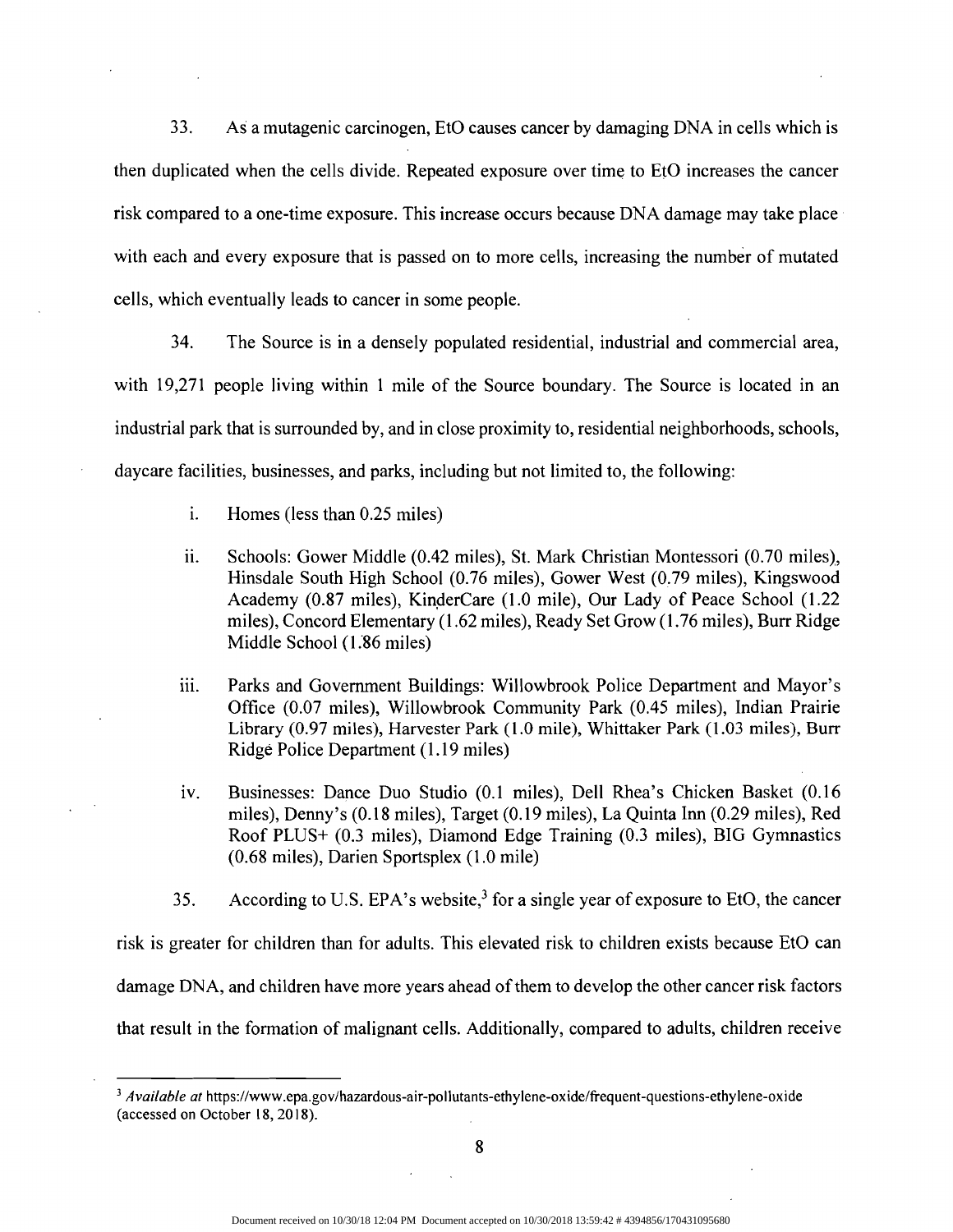33. As a mutagenic carcinogen, EtO causes cancer by damaging DNA in cells which is then duplicated when the cells divide. Repeated exposure over time to EtO increases the cancer risk compared to a one-time exposure. This increase occurs because DNA damage may take place with each and every exposure that is passed on to more cells, increasing the number of mutated cells, which eventually leads to cancer in some people.

34. The Source is in a densely populated residential, industrial and commercial area, with 19,271 people living within 1 mile of the Source boundary. The Source is located in an industrial park that is surrounded by, and in close proximity to, residential neighborhoods, schools, daycare facilities, businesses, and parks, including but not limited to, the following:

i. Homes (less than 0.25 miles)

ii. Schools: Gower Middle (0.42 miles), St. Mark Christian Montessori (0.70 miles), Hinsdale South High School (0.76 miles), Gower West (0.79 miles), Kingswood Academy (0.87 miles), KinderCare (1.0 mile), Our Lady of Peace School (1.22 miles), Concord Elementary (1.62 miles), Ready Set Grow (1.76 miles), Burr Ridge Middle School (1.86 miles)

iii. Parks and Government Buildings: Willowbrook Police Department and Mayor's Office (0.07 miles), Willowbrook Community Park (0.45 miles), Indian Prairie Library (0.97 miles), Harvester Park (1.0 mile), Whittaker Park (1.03 miles), Burr Ridge Police Department (1.19 miles)

iv. Businesses: Dance Duo Studio (0.1 miles), Dell Rhea's Chicken Basket (0.16 miles), Denny's (0.18 miles), Target (0.19 miles), La Quinta Inn (0.29 miles), Red Roof PLUS+ (0.3 miles), Diamond Edge Training (0.3 miles), BIG Gymnastics (0.68 miles), Darien Sportsplex (1.0 mile)

35. According to U.S. EPA's website,[3] for a single year of exposure to EtO, the cancer risk is greater for children than for adults. This elevated risk to children exists because EtO can damage DNA, and children have more years ahead of them to develop the other cancer risk factors that result in the formation of malignant cells. Additionally, compared to adults, children receive

---

[3] *Available at* https://www.epa.gov/hazardous-air-pollutants-ethylene-oxide/frequent-questions-ethylene-oxide (accessed on October 18, 2018).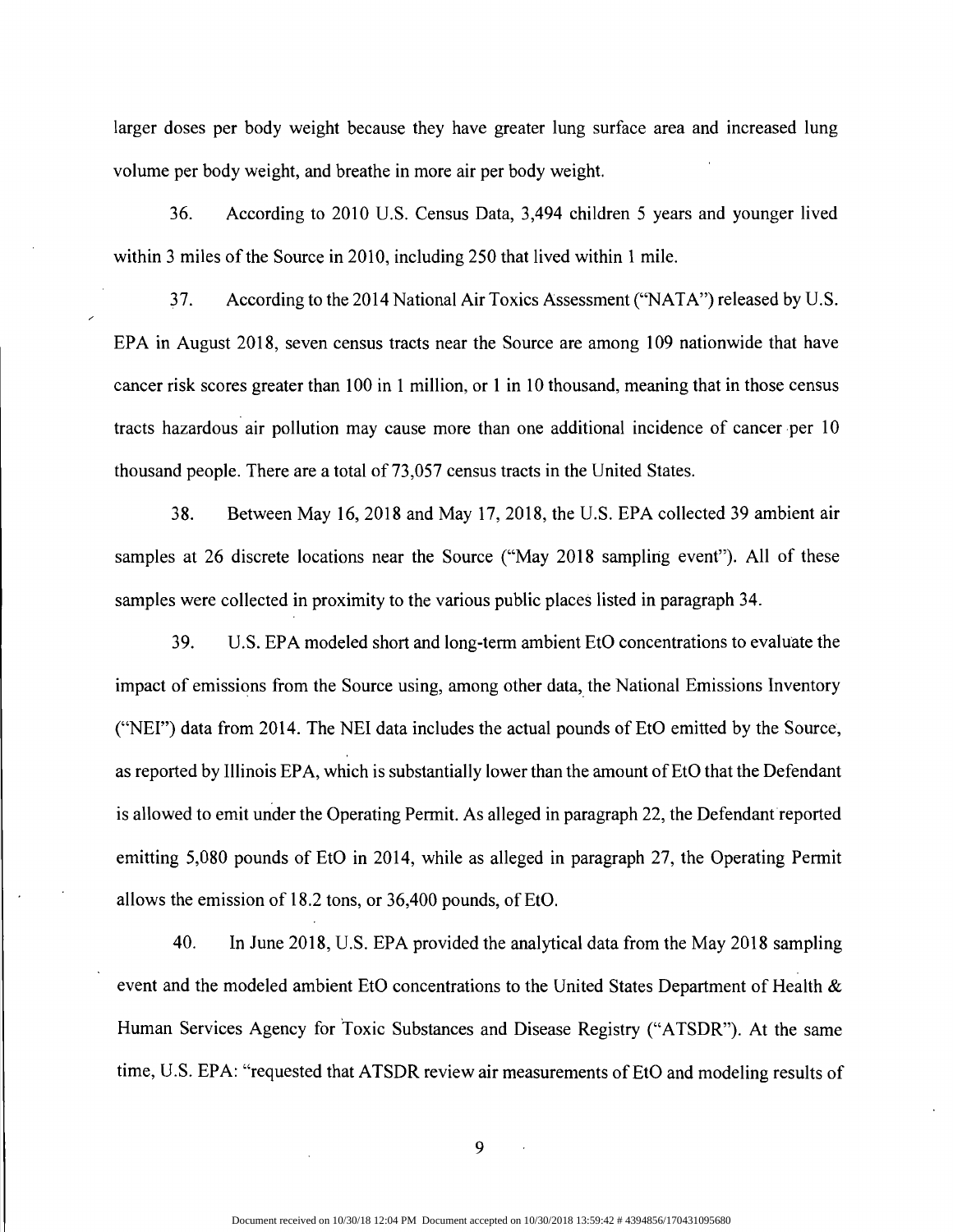larger doses per body weight because they have greater lung surface area and increased lung volume per body weight, and breathe in more air per body weight.

36. According to 2010 U.S. Census Data, 3,494 children 5 years and younger lived within 3 miles of the Source in 2010, including 250 that lived within 1 mile.

37. According to the 2014 National Air Toxics Assessment ("NATA") released by U.S. EPA in August 2018, seven census tracts near the Source are among 109 nationwide that have cancer risk scores greater than 100 in 1 million, or 1 in 10 thousand, meaning that in those census tracts hazardous air pollution may cause more than one additional incidence of cancer per 10 thousand people. There are a total of 73,057 census tracts in the United States.

38. Between May 16, 2018 and May 17, 2018, the U.S. EPA collected 39 ambient air samples at 26 discrete locations near the Source ("May 2018 sampling event"). All of these samples were collected in proximity to the various public places listed in paragraph 34.

39. U.S. EPA modeled short and long-term ambient EtO concentrations to evaluate the impact of emissions from the Source using, among other data, the National Emissions Inventory ("NEI") data from 2014. The NEI data includes the actual pounds of EtO emitted by the Source, as reported by Illinois EPA, which is substantially lower than the amount of EtO that the Defendant is allowed to emit under the Operating Permit. As alleged in paragraph 22, the Defendant reported emitting 5,080 pounds of EtO in 2014, while as alleged in paragraph 27, the Operating Permit allows the emission of 18.2 tons, or 36,400 pounds, of EtO.

40. In June 2018, U.S. EPA provided the analytical data from the May 2018 sampling event and the modeled ambient EtO concentrations to the United States Department of Health & Human Services Agency for Toxic Substances and Disease Registry ("ATSDR"). At the same time, U.S. EPA: "requested that ATSDR review air measurements of EtO and modeling results of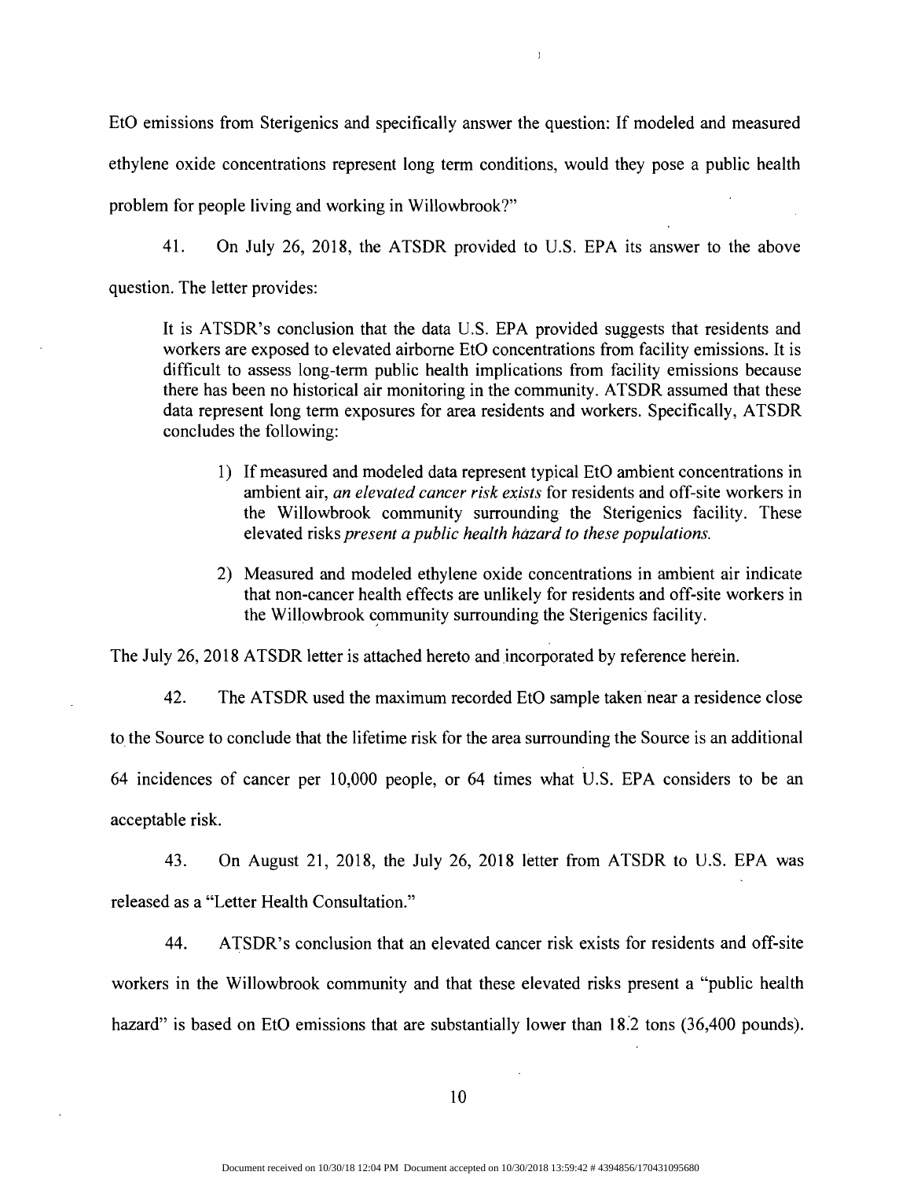EtO emissions from Sterigenics and specifically answer the question: If modeled and measured ethylene oxide concentrations represent long term conditions, would they pose a public health problem for people living and working in Willowbrook?"

41. On July 26, 2018, the ATSDR provided to U.S. EPA its answer to the above question. The letter provides:

> It is ATSDR's conclusion that the data U.S. EPA provided suggests that residents and workers are exposed to elevated airborne EtO concentrations from facility emissions. It is difficult to assess long-term public health implications from facility emissions because there has been no historical air monitoring in the community. ATSDR assumed that these data represent long term exposures for area residents and workers. Specifically, ATSDR concludes the following:
>
> 1) If measured and modeled data represent typical EtO ambient concentrations in ambient air, *an elevated cancer risk exists* for residents and off-site workers in the Willowbrook community surrounding the Sterigenics facility. These elevated risks *present a public health hazard to these populations.*
>
> 2) Measured and modeled ethylene oxide concentrations in ambient air indicate that non-cancer health effects are unlikely for residents and off-site workers in the Willowbrook community surrounding the Sterigenics facility.

The July 26, 2018 ATSDR letter is attached hereto and incorporated by reference herein.

42. The ATSDR used the maximum recorded EtO sample taken near a residence close to the Source to conclude that the lifetime risk for the area surrounding the Source is an additional 64 incidences of cancer per 10,000 people, or 64 times what U.S. EPA considers to be an acceptable risk.

43. On August 21, 2018, the July 26, 2018 letter from ATSDR to U.S. EPA was released as a "Letter Health Consultation."

44. ATSDR's conclusion that an elevated cancer risk exists for residents and off-site workers in the Willowbrook community and that these elevated risks present a "public health hazard" is based on EtO emissions that are substantially lower than 18.2 tons (36,400 pounds).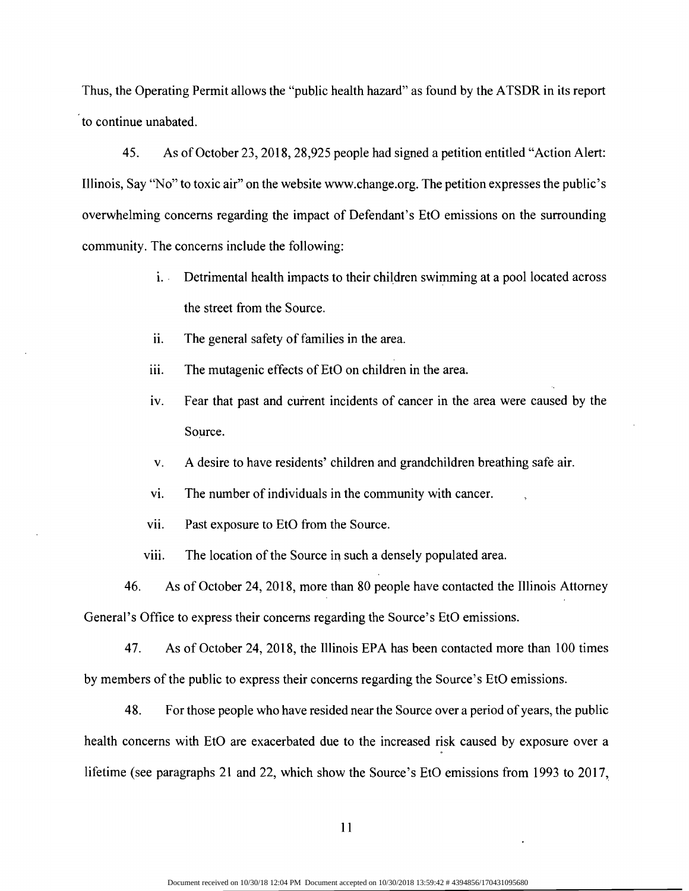Thus, the Operating Permit allows the "public health hazard" as found by the ATSDR in its report to continue unabated.

45. As of October 23, 2018, 28,925 people had signed a petition entitled "Action Alert: Illinois, Say "No" to toxic air" on the website www.change.org. The petition expresses the public's overwhelming concerns regarding the impact of Defendant's EtO emissions on the surrounding community. The concerns include the following:

i. Detrimental health impacts to their children swimming at a pool located across the street from the Source.

ii. The general safety of families in the area.

iii. The mutagenic effects of EtO on children in the area.

iv. Fear that past and current incidents of cancer in the area were caused by the Source.

v. A desire to have residents' children and grandchildren breathing safe air.

vi. The number of individuals in the community with cancer.

vii. Past exposure to EtO from the Source.

viii. The location of the Source in such a densely populated area.

46. As of October 24, 2018, more than 80 people have contacted the Illinois Attorney General's Office to express their concerns regarding the Source's EtO emissions.

47. As of October 24, 2018, the Illinois EPA has been contacted more than 100 times by members of the public to express their concerns regarding the Source's EtO emissions.

48. For those people who have resided near the Source over a period of years, the public health concerns with EtO are exacerbated due to the increased risk caused by exposure over a lifetime (see paragraphs 21 and 22, which show the Source's EtO emissions from 1993 to 2017,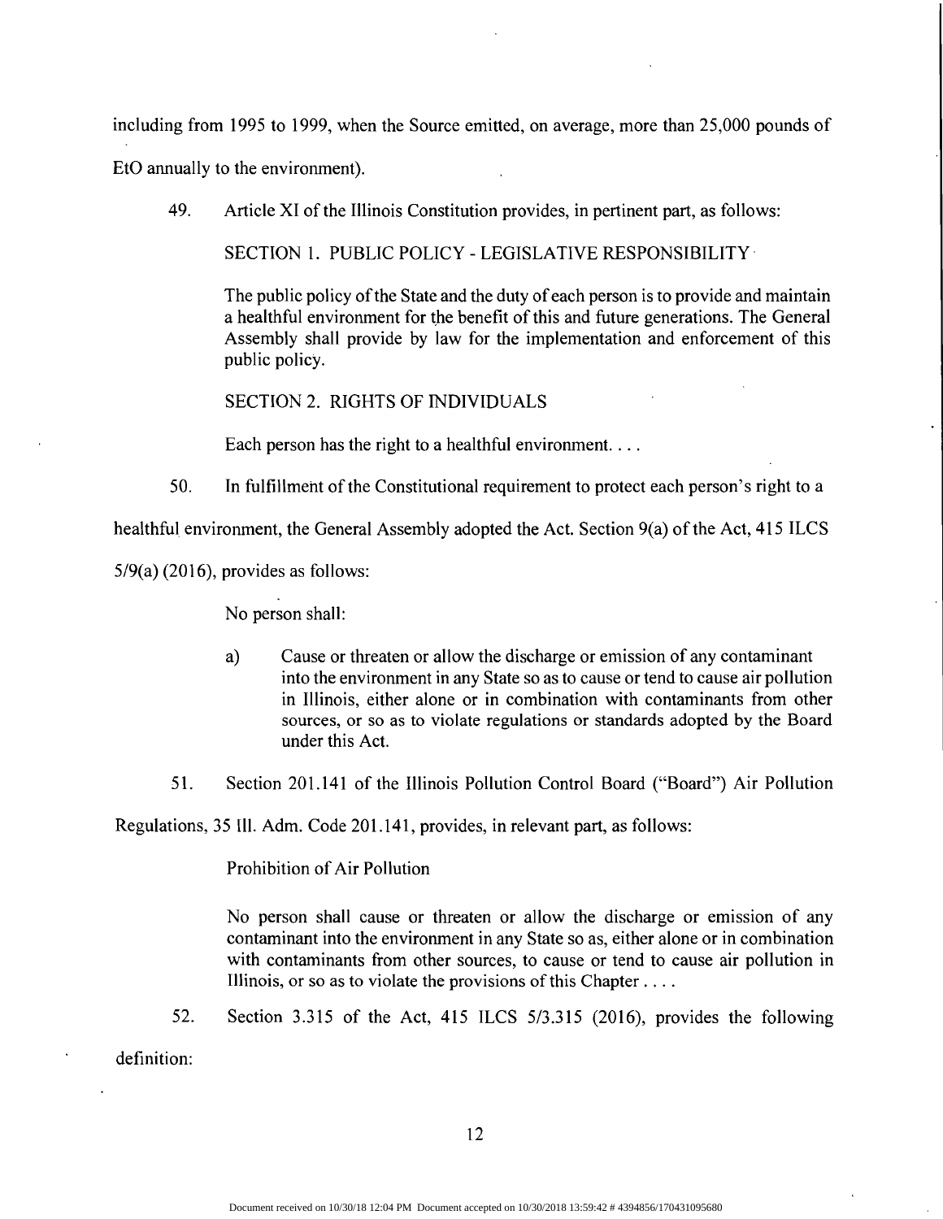including from 1995 to 1999, when the Source emitted, on average, more than 25,000 pounds of EtO annually to the environment).

49. Article XI of the Illinois Constitution provides, in pertinent part, as follows:

> SECTION 1. PUBLIC POLICY - LEGISLATIVE RESPONSIBILITY
>
> The public policy of the State and the duty of each person is to provide and maintain a healthful environment for the benefit of this and future generations. The General Assembly shall provide by law for the implementation and enforcement of this public policy.
>
> SECTION 2. RIGHTS OF INDIVIDUALS
>
> Each person has the right to a healthful environment. . . .

50. In fulfillment of the Constitutional requirement to protect each person's right to a healthful environment, the General Assembly adopted the Act. Section 9(a) of the Act, 415 ILCS 5/9(a) (2016), provides as follows:

> No person shall:
>
> a) Cause or threaten or allow the discharge or emission of any contaminant into the environment in any State so as to cause or tend to cause air pollution in Illinois, either alone or in combination with contaminants from other sources, or so as to violate regulations or standards adopted by the Board under this Act.

51. Section 201.141 of the Illinois Pollution Control Board ("Board") Air Pollution Regulations, 35 Ill. Adm. Code 201.141, provides, in relevant part, as follows:

> Prohibition of Air Pollution
>
> No person shall cause or threaten or allow the discharge or emission of any contaminant into the environment in any State so as, either alone or in combination with contaminants from other sources, to cause or tend to cause air pollution in Illinois, or so as to violate the provisions of this Chapter . . . .

52. Section 3.315 of the Act, 415 ILCS 5/3.315 (2016), provides the following definition: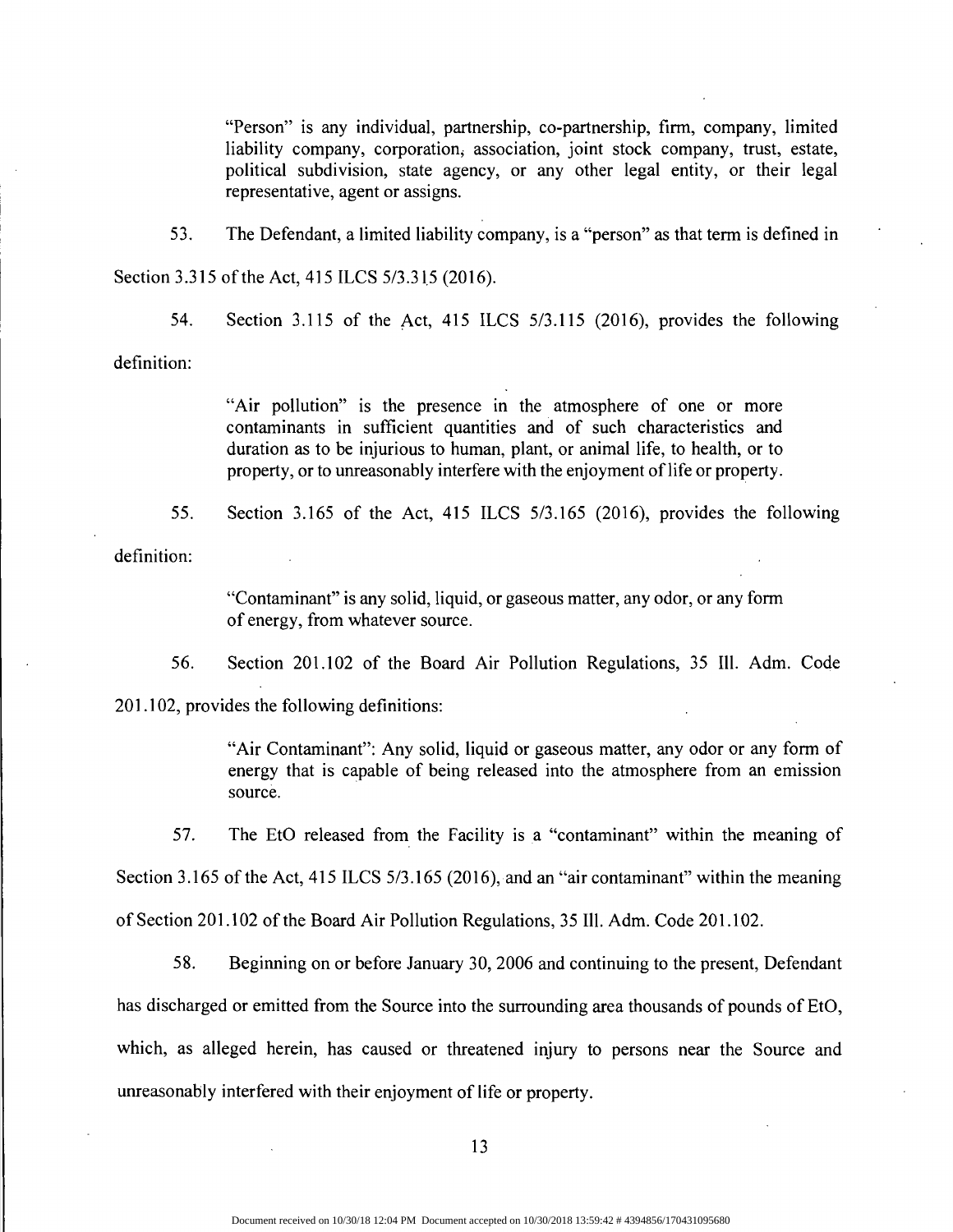> "Person" is any individual, partnership, co-partnership, firm, company, limited liability company, corporation, association, joint stock company, trust, estate, political subdivision, state agency, or any other legal entity, or their legal representative, agent or assigns.

53. The Defendant, a limited liability company, is a "person" as that term is defined in Section 3.315 of the Act, 415 ILCS 5/3.315 (2016).

54. Section 3.115 of the Act, 415 ILCS 5/3.115 (2016), provides the following definition:

> "Air pollution" is the presence in the atmosphere of one or more contaminants in sufficient quantities and of such characteristics and duration as to be injurious to human, plant, or animal life, to health, or to property, or to unreasonably interfere with the enjoyment of life or property.

55. Section 3.165 of the Act, 415 ILCS 5/3.165 (2016), provides the following definition:

> "Contaminant" is any solid, liquid, or gaseous matter, any odor, or any form of energy, from whatever source.

56. Section 201.102 of the Board Air Pollution Regulations, 35 Ill. Adm. Code 201.102, provides the following definitions:

> "Air Contaminant": Any solid, liquid or gaseous matter, any odor or any form of energy that is capable of being released into the atmosphere from an emission source.

57. The EtO released from the Facility is a "contaminant" within the meaning of Section 3.165 of the Act, 415 ILCS 5/3.165 (2016), and an "air contaminant" within the meaning of Section 201.102 of the Board Air Pollution Regulations, 35 Ill. Adm. Code 201.102.

58. Beginning on or before January 30, 2006 and continuing to the present, Defendant has discharged or emitted from the Source into the surrounding area thousands of pounds of EtO, which, as alleged herein, has caused or threatened injury to persons near the Source and unreasonably interfered with their enjoyment of life or property.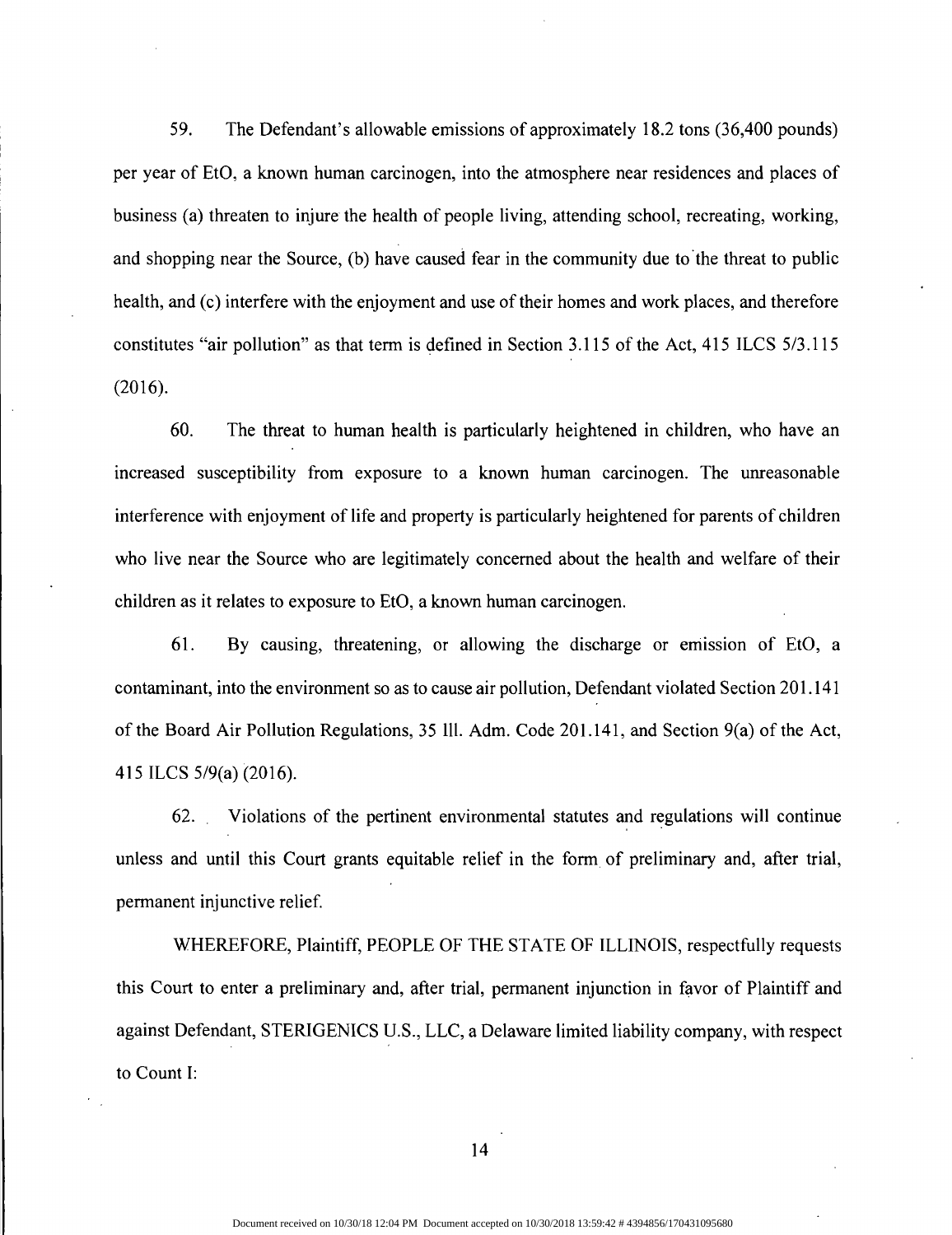59. The Defendant's allowable emissions of approximately 18.2 tons (36,400 pounds) per year of EtO, a known human carcinogen, into the atmosphere near residences and places of business (a) threaten to injure the health of people living, attending school, recreating, working, and shopping near the Source, (b) have caused fear in the community due to the threat to public health, and (c) interfere with the enjoyment and use of their homes and work places, and therefore constitutes "air pollution" as that term is defined in Section 3.115 of the Act, 415 ILCS 5/3.115 (2016).

60. The threat to human health is particularly heightened in children, who have an increased susceptibility from exposure to a known human carcinogen. The unreasonable interference with enjoyment of life and property is particularly heightened for parents of children who live near the Source who are legitimately concerned about the health and welfare of their children as it relates to exposure to EtO, a known human carcinogen.

61. By causing, threatening, or allowing the discharge or emission of EtO, a contaminant, into the environment so as to cause air pollution, Defendant violated Section 201.141 of the Board Air Pollution Regulations, 35 Ill. Adm. Code 201.141, and Section 9(a) of the Act, 415 ILCS 5/9(a) (2016).

62. Violations of the pertinent environmental statutes and regulations will continue unless and until this Court grants equitable relief in the form of preliminary and, after trial, permanent injunctive relief.

WHEREFORE, Plaintiff, PEOPLE OF THE STATE OF ILLINOIS, respectfully requests this Court to enter a preliminary and, after trial, permanent injunction in favor of Plaintiff and against Defendant, STERIGENICS U.S., LLC, a Delaware limited liability company, with respect to Count I:

Document received on 10/30/18 12:04 PM Document accepted on 10/30/2018 13:59:42 # 4394856/170431095680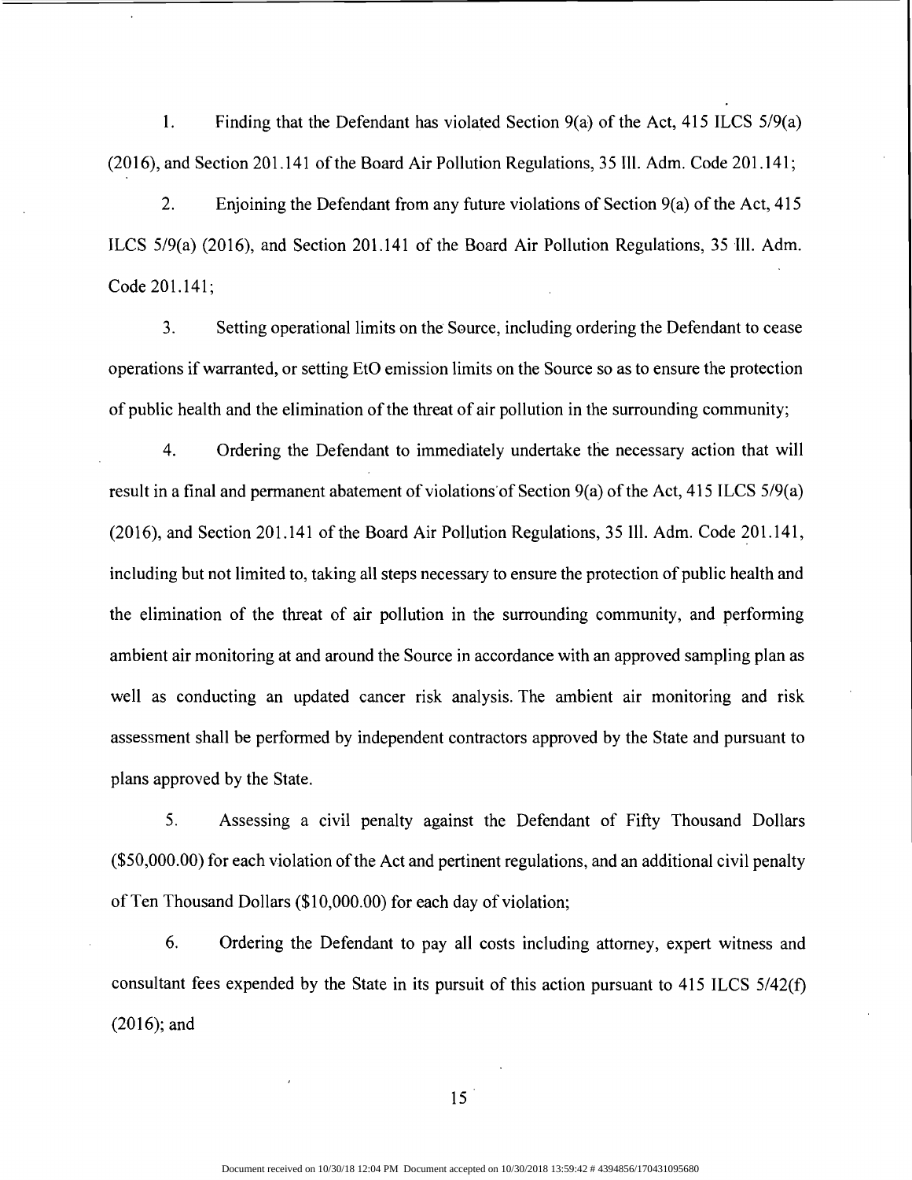1. Finding that the Defendant has violated Section 9(a) of the Act, 415 ILCS 5/9(a) (2016), and Section 201.141 of the Board Air Pollution Regulations, 35 Ill. Adm. Code 201.141;

2. Enjoining the Defendant from any future violations of Section 9(a) of the Act, 415 ILCS 5/9(a) (2016), and Section 201.141 of the Board Air Pollution Regulations, 35 Ill. Adm. Code 201.141;

3. Setting operational limits on the Source, including ordering the Defendant to cease operations if warranted, or setting EtO emission limits on the Source so as to ensure the protection of public health and the elimination of the threat of air pollution in the surrounding community;

4. Ordering the Defendant to immediately undertake the necessary action that will result in a final and permanent abatement of violations of Section 9(a) of the Act, 415 ILCS 5/9(a) (2016), and Section 201.141 of the Board Air Pollution Regulations, 35 Ill. Adm. Code 201.141, including but not limited to, taking all steps necessary to ensure the protection of public health and the elimination of the threat of air pollution in the surrounding community, and performing ambient air monitoring at and around the Source in accordance with an approved sampling plan as well as conducting an updated cancer risk analysis. The ambient air monitoring and risk assessment shall be performed by independent contractors approved by the State and pursuant to plans approved by the State.

5. Assessing a civil penalty against the Defendant of Fifty Thousand Dollars ($50,000.00) for each violation of the Act and pertinent regulations, and an additional civil penalty of Ten Thousand Dollars ($10,000.00) for each day of violation;

6. Ordering the Defendant to pay all costs including attorney, expert witness and consultant fees expended by the State in its pursuit of this action pursuant to 415 ILCS 5/42(f) (2016); and

Document received on 10/30/18 12:04 PM Document accepted on 10/30/2018 13:59:42 # 4394856/170431095680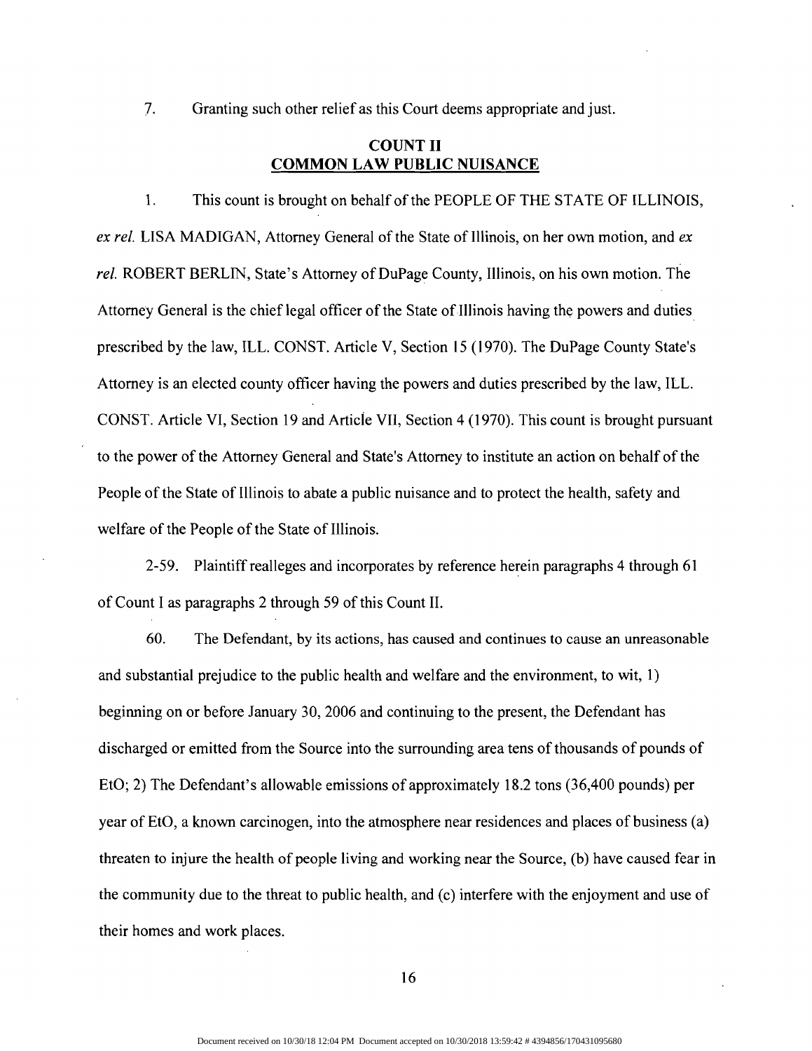7. Granting such other relief as this Court deems appropriate and just.

## COUNT II
## COMMON LAW PUBLIC NUISANCE

1. This count is brought on behalf of the PEOPLE OF THE STATE OF ILLINOIS, *ex rel.* LISA MADIGAN, Attorney General of the State of Illinois, on her own motion, and *ex rel.* ROBERT BERLIN, State's Attorney of DuPage County, Illinois, on his own motion. The Attorney General is the chief legal officer of the State of Illinois having the powers and duties prescribed by the law, ILL. CONST. Article V, Section 15 (1970). The DuPage County State's Attorney is an elected county officer having the powers and duties prescribed by the law, ILL. CONST. Article VI, Section 19 and Article VII, Section 4 (1970). This count is brought pursuant to the power of the Attorney General and State's Attorney to institute an action on behalf of the People of the State of Illinois to abate a public nuisance and to protect the health, safety and welfare of the People of the State of Illinois.

2-59. Plaintiff realleges and incorporates by reference herein paragraphs 4 through 61 of Count I as paragraphs 2 through 59 of this Count II.

60. The Defendant, by its actions, has caused and continues to cause an unreasonable and substantial prejudice to the public health and welfare and the environment, to wit, 1) beginning on or before January 30, 2006 and continuing to the present, the Defendant has discharged or emitted from the Source into the surrounding area tens of thousands of pounds of EtO; 2) The Defendant's allowable emissions of approximately 18.2 tons (36,400 pounds) per year of EtO, a known carcinogen, into the atmosphere near residences and places of business (a) threaten to injure the health of people living and working near the Source, (b) have caused fear in the community due to the threat to public health, and (c) interfere with the enjoyment and use of their homes and work places.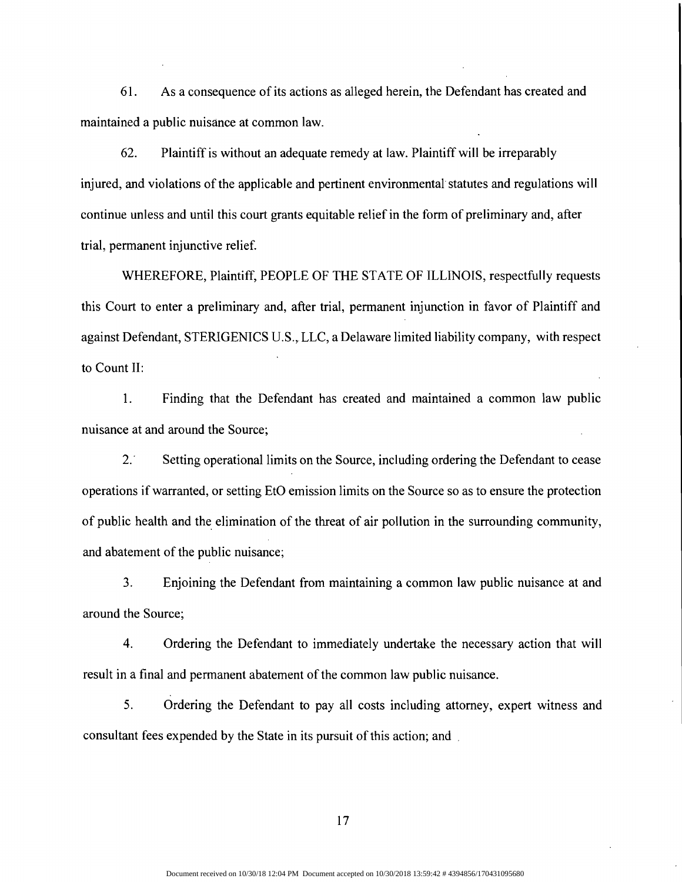61. As a consequence of its actions as alleged herein, the Defendant has created and maintained a public nuisance at common law.

62. Plaintiff is without an adequate remedy at law. Plaintiff will be irreparably injured, and violations of the applicable and pertinent environmental statutes and regulations will continue unless and until this court grants equitable relief in the form of preliminary and, after trial, permanent injunctive relief.

WHEREFORE, Plaintiff, PEOPLE OF THE STATE OF ILLINOIS, respectfully requests this Court to enter a preliminary and, after trial, permanent injunction in favor of Plaintiff and against Defendant, STERIGENICS U.S., LLC, a Delaware limited liability company, with respect to Count II:

1. Finding that the Defendant has created and maintained a common law public nuisance at and around the Source;

2. Setting operational limits on the Source, including ordering the Defendant to cease operations if warranted, or setting EtO emission limits on the Source so as to ensure the protection of public health and the elimination of the threat of air pollution in the surrounding community, and abatement of the public nuisance;

3. Enjoining the Defendant from maintaining a common law public nuisance at and around the Source;

4. Ordering the Defendant to immediately undertake the necessary action that will result in a final and permanent abatement of the common law public nuisance.

5. Ordering the Defendant to pay all costs including attorney, expert witness and consultant fees expended by the State in its pursuit of this action; and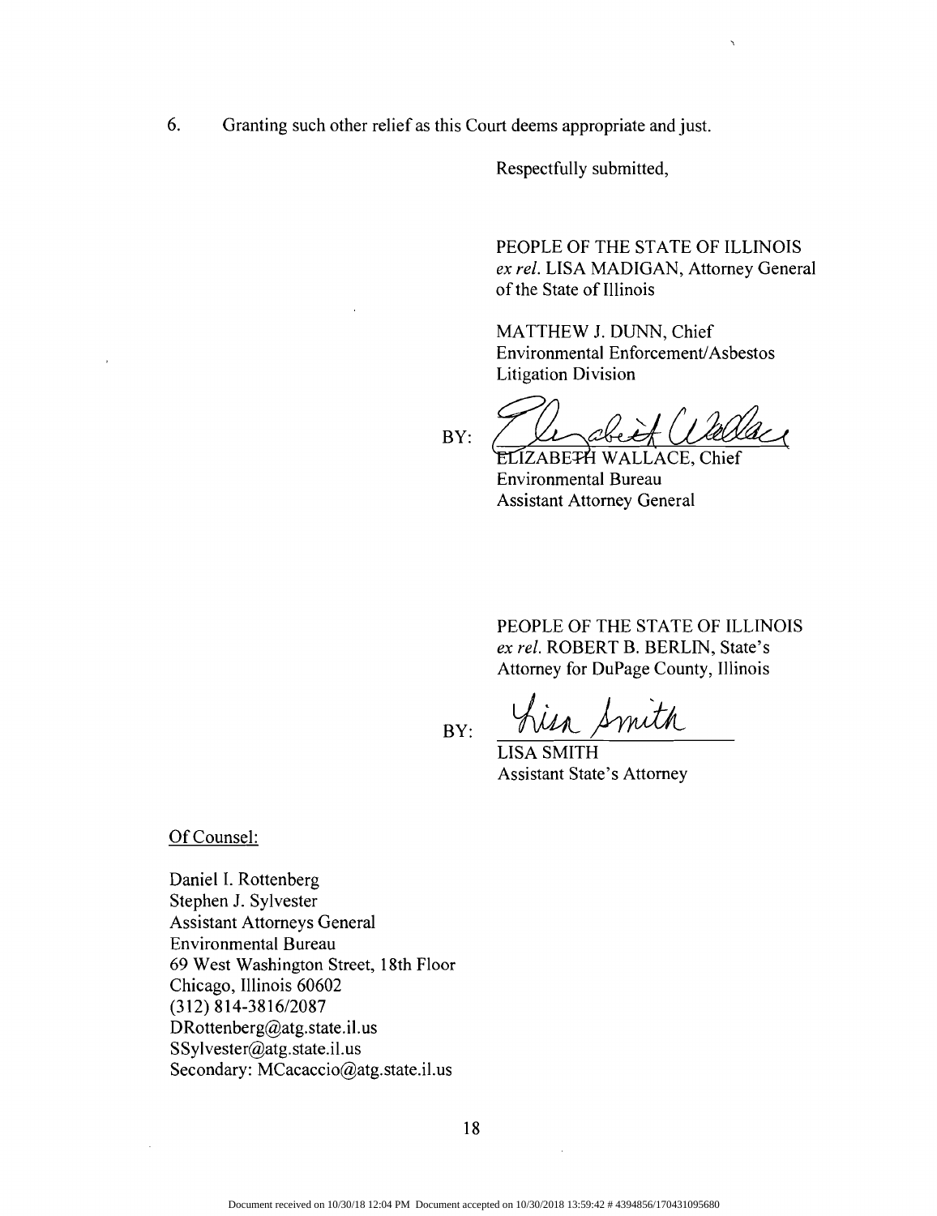6. Granting such other relief as this Court deems appropriate and just.

Respectfully submitted,

PEOPLE OF THE STATE OF ILLINOIS
*ex rel.* LISA MADIGAN, Attorney General
of the State of Illinois

MATTHEW J. DUNN, Chief
Environmental Enforcement/Asbestos
Litigation Division

BY: ______________________
ELIZABETH WALLACE, Chief
Environmental Bureau
Assistant Attorney General

PEOPLE OF THE STATE OF ILLINOIS
*ex rel.* ROBERT B. BERLIN, State's
Attorney for DuPage County, Illinois

BY: ______________________
LISA SMITH
Assistant State's Attorney

Of Counsel:

Daniel I. Rottenberg
Stephen J. Sylvester
Assistant Attorneys General
Environmental Bureau
69 West Washington Street, 18th Floor
Chicago, Illinois 60602
(312) 814-3816/2087
DRottenberg@atg.state.il.us
SSylvester@atg.state.il.us
Secondary: MCacaccio@atg.state.il.us

Document received on 10/30/18 12:04 PM Document accepted on 10/30/2018 13:59:42 # 4394856/170431095680